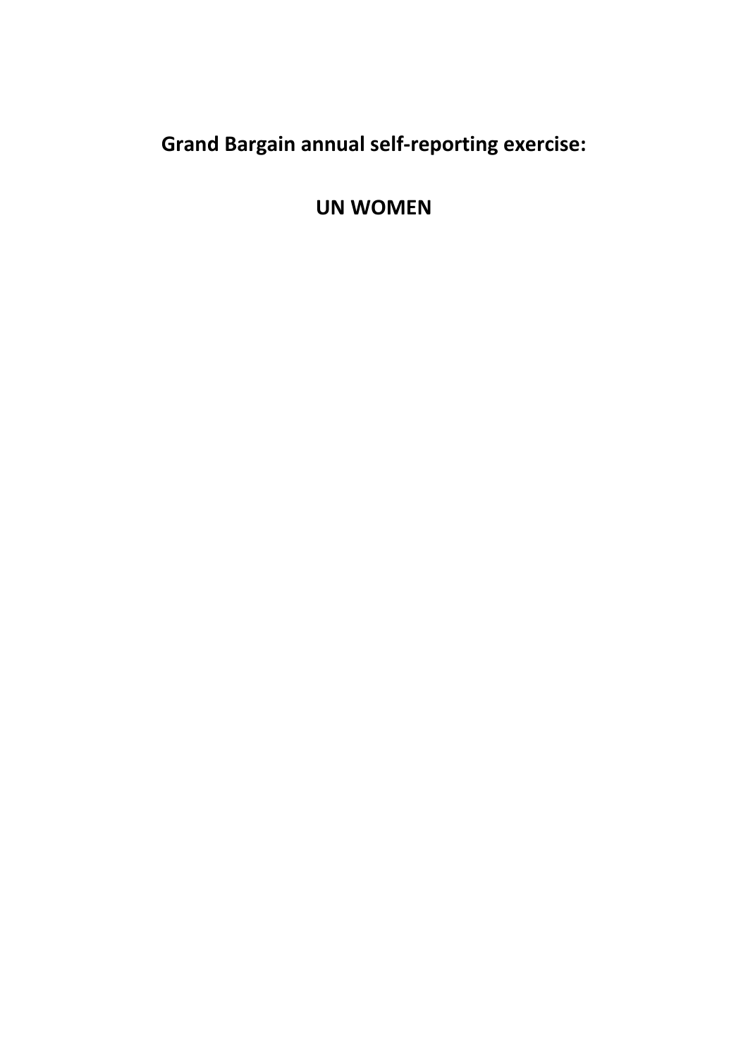# Grand Bargain annual self-reporting exercise:

# UN WOMEN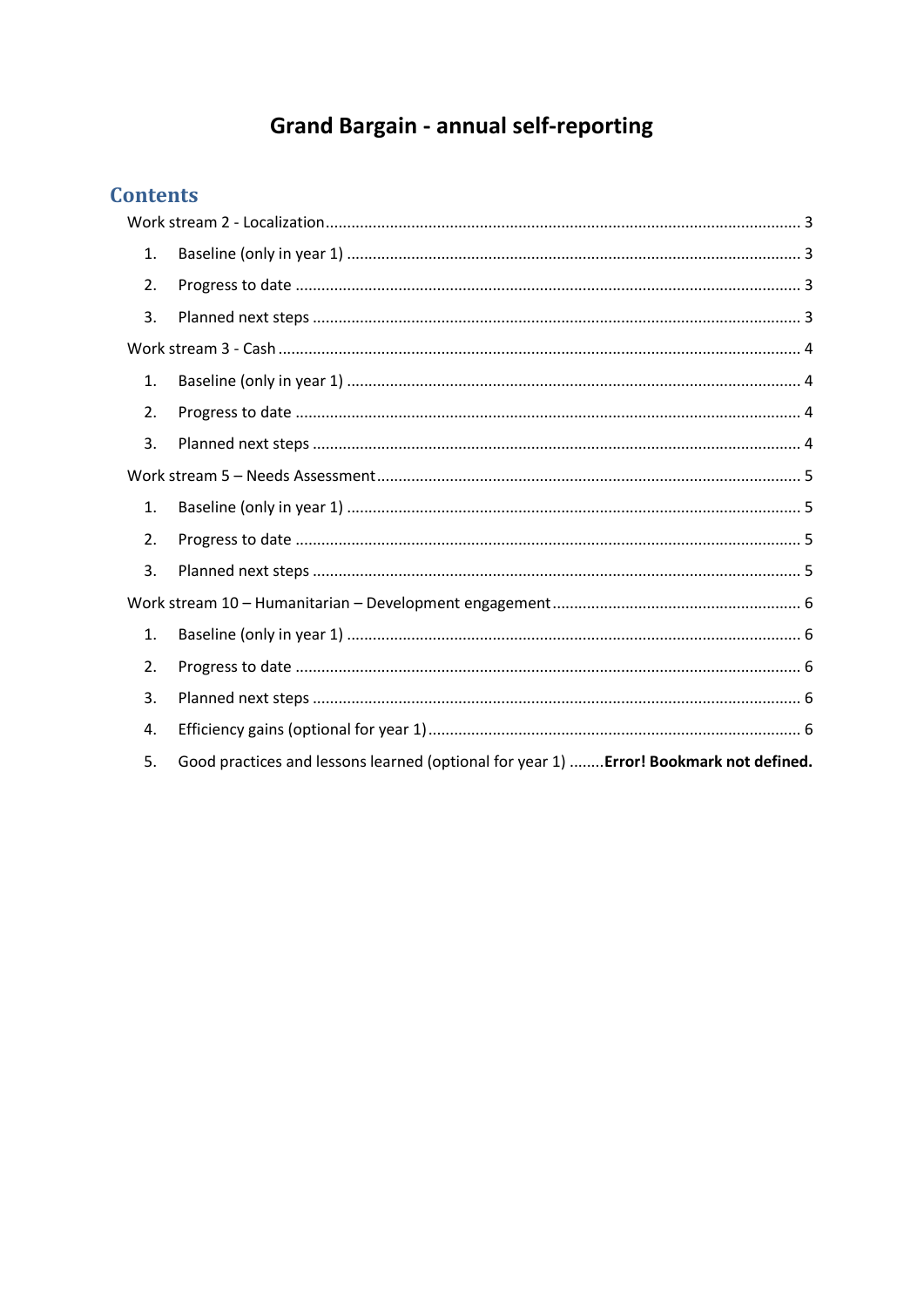# Grand Bargain - annual self-reporting

## Contents

- Work stream 2 - Localization ... 3
  1. Baseline (only in year 1) ... 3
  2. Progress to date ... 3
  3. Planned next steps ... 3
- Work stream 3 - Cash ... 4
  1. Baseline (only in year 1) ... 4
  2. Progress to date ... 4
  3. Planned next steps ... 4
- Work stream 5 – Needs Assessment ... 5
  1. Baseline (only in year 1) ... 5
  2. Progress to date ... 5
  3. Planned next steps ... 5
- Work stream 10 – Humanitarian – Development engagement ... 6
  1. Baseline (only in year 1) ... 6
  2. Progress to date ... 6
  3. Planned next steps ... 6
  4. Efficiency gains (optional for year 1) ... 6
  5. Good practices and lessons learned (optional for year 1) ... **Error! Bookmark not defined.**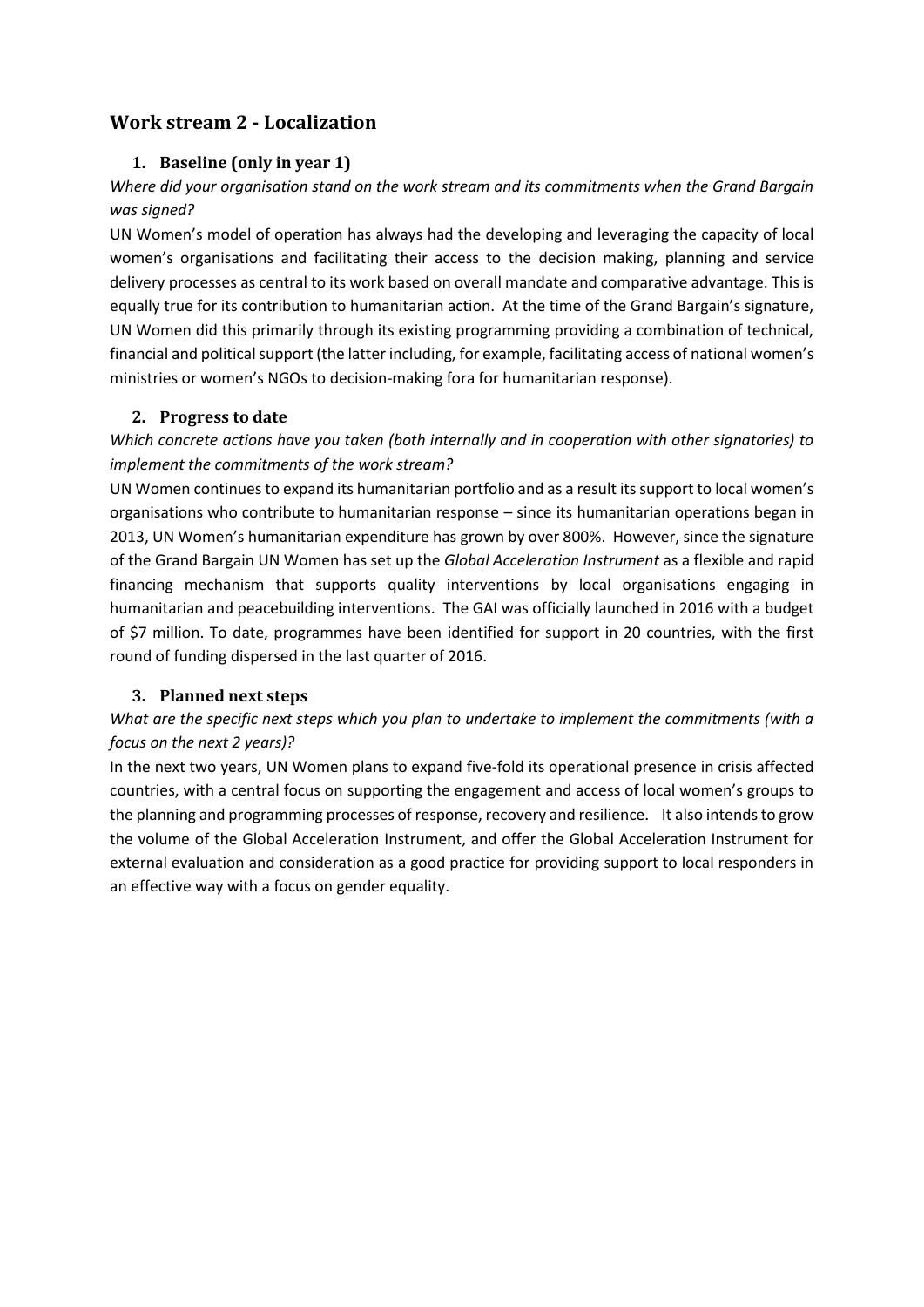## Work stream 2 - Localization

### 1. Baseline (only in year 1)

*Where did your organisation stand on the work stream and its commitments when the Grand Bargain was signed?*

UN Women's model of operation has always had the developing and leveraging the capacity of local women's organisations and facilitating their access to the decision making, planning and service delivery processes as central to its work based on overall mandate and comparative advantage. This is equally true for its contribution to humanitarian action. At the time of the Grand Bargain's signature, UN Women did this primarily through its existing programming providing a combination of technical, financial and political support (the latter including, for example, facilitating access of national women's ministries or women's NGOs to decision-making fora for humanitarian response).

### 2. Progress to date

*Which concrete actions have you taken (both internally and in cooperation with other signatories) to implement the commitments of the work stream?*

UN Women continues to expand its humanitarian portfolio and as a result its support to local women's organisations who contribute to humanitarian response – since its humanitarian operations began in 2013, UN Women's humanitarian expenditure has grown by over 800%. However, since the signature of the Grand Bargain UN Women has set up the *Global Acceleration Instrument* as a flexible and rapid financing mechanism that supports quality interventions by local organisations engaging in humanitarian and peacebuilding interventions. The GAI was officially launched in 2016 with a budget of $7 million. To date, programmes have been identified for support in 20 countries, with the first round of funding dispersed in the last quarter of 2016.

### 3. Planned next steps

*What are the specific next steps which you plan to undertake to implement the commitments (with a focus on the next 2 years)?*

In the next two years, UN Women plans to expand five-fold its operational presence in crisis affected countries, with a central focus on supporting the engagement and access of local women's groups to the planning and programming processes of response, recovery and resilience. It also intends to grow the volume of the Global Acceleration Instrument, and offer the Global Acceleration Instrument for external evaluation and consideration as a good practice for providing support to local responders in an effective way with a focus on gender equality.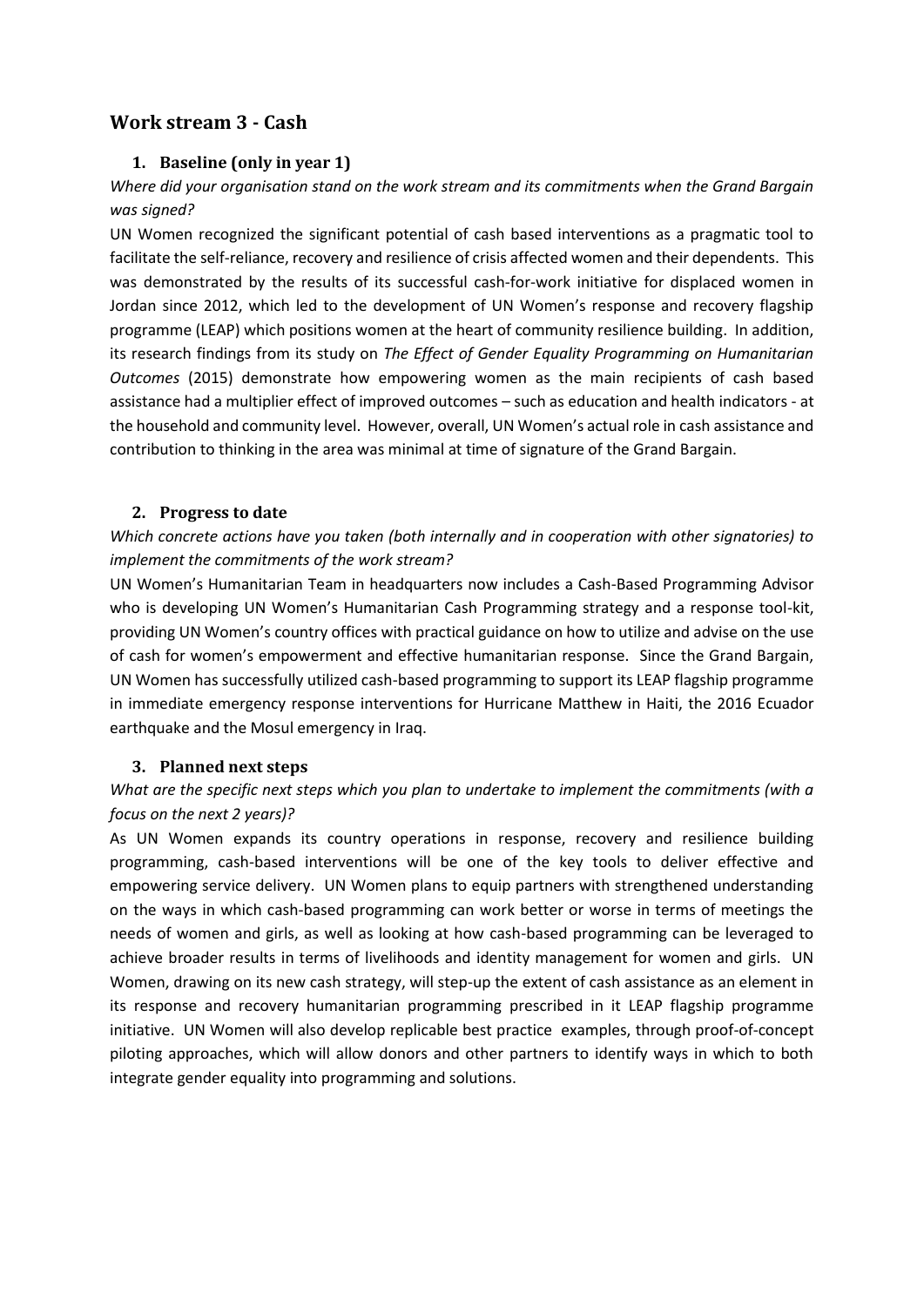## Work stream 3 - Cash

### 1. Baseline (only in year 1)

*Where did your organisation stand on the work stream and its commitments when the Grand Bargain was signed?*

UN Women recognized the significant potential of cash based interventions as a pragmatic tool to facilitate the self-reliance, recovery and resilience of crisis affected women and their dependents. This was demonstrated by the results of its successful cash-for-work initiative for displaced women in Jordan since 2012, which led to the development of UN Women's response and recovery flagship programme (LEAP) which positions women at the heart of community resilience building. In addition, its research findings from its study on *The Effect of Gender Equality Programming on Humanitarian Outcomes* (2015) demonstrate how empowering women as the main recipients of cash based assistance had a multiplier effect of improved outcomes – such as education and health indicators - at the household and community level. However, overall, UN Women's actual role in cash assistance and contribution to thinking in the area was minimal at time of signature of the Grand Bargain.

### 2. Progress to date

*Which concrete actions have you taken (both internally and in cooperation with other signatories) to implement the commitments of the work stream?*

UN Women's Humanitarian Team in headquarters now includes a Cash-Based Programming Advisor who is developing UN Women's Humanitarian Cash Programming strategy and a response tool-kit, providing UN Women's country offices with practical guidance on how to utilize and advise on the use of cash for women's empowerment and effective humanitarian response. Since the Grand Bargain, UN Women has successfully utilized cash-based programming to support its LEAP flagship programme in immediate emergency response interventions for Hurricane Matthew in Haiti, the 2016 Ecuador earthquake and the Mosul emergency in Iraq.

### 3. Planned next steps

*What are the specific next steps which you plan to undertake to implement the commitments (with a focus on the next 2 years)?*

As UN Women expands its country operations in response, recovery and resilience building programming, cash-based interventions will be one of the key tools to deliver effective and empowering service delivery. UN Women plans to equip partners with strengthened understanding on the ways in which cash-based programming can work better or worse in terms of meetings the needs of women and girls, as well as looking at how cash-based programming can be leveraged to achieve broader results in terms of livelihoods and identity management for women and girls. UN Women, drawing on its new cash strategy, will step-up the extent of cash assistance as an element in its response and recovery humanitarian programming prescribed in it LEAP flagship programme initiative. UN Women will also develop replicable best practice examples, through proof-of-concept piloting approaches, which will allow donors and other partners to identify ways in which to both integrate gender equality into programming and solutions.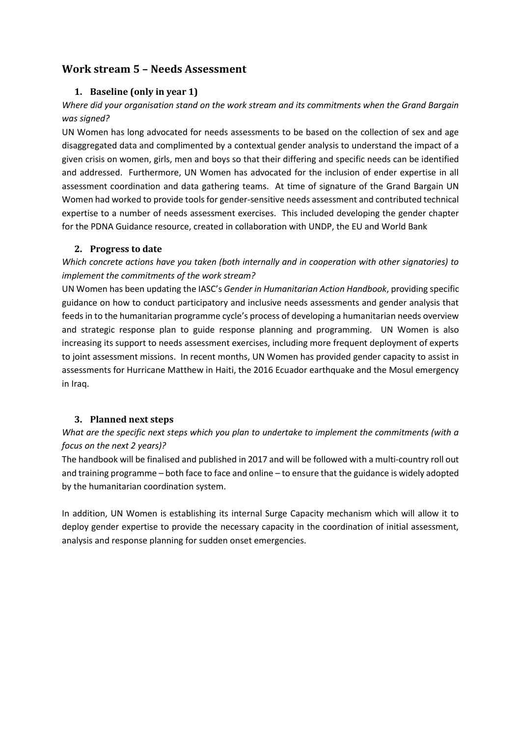## Work stream 5 – Needs Assessment

### 1. Baseline (only in year 1)

*Where did your organisation stand on the work stream and its commitments when the Grand Bargain was signed?*

UN Women has long advocated for needs assessments to be based on the collection of sex and age disaggregated data and complimented by a contextual gender analysis to understand the impact of a given crisis on women, girls, men and boys so that their differing and specific needs can be identified and addressed. Furthermore, UN Women has advocated for the inclusion of ender expertise in all assessment coordination and data gathering teams. At time of signature of the Grand Bargain UN Women had worked to provide tools for gender-sensitive needs assessment and contributed technical expertise to a number of needs assessment exercises. This included developing the gender chapter for the PDNA Guidance resource, created in collaboration with UNDP, the EU and World Bank

### 2. Progress to date

*Which concrete actions have you taken (both internally and in cooperation with other signatories) to implement the commitments of the work stream?*

UN Women has been updating the IASC's *Gender in Humanitarian Action Handbook*, providing specific guidance on how to conduct participatory and inclusive needs assessments and gender analysis that feeds in to the humanitarian programme cycle's process of developing a humanitarian needs overview and strategic response plan to guide response planning and programming. UN Women is also increasing its support to needs assessment exercises, including more frequent deployment of experts to joint assessment missions. In recent months, UN Women has provided gender capacity to assist in assessments for Hurricane Matthew in Haiti, the 2016 Ecuador earthquake and the Mosul emergency in Iraq.

### 3. Planned next steps

*What are the specific next steps which you plan to undertake to implement the commitments (with a focus on the next 2 years)?*

The handbook will be finalised and published in 2017 and will be followed with a multi-country roll out and training programme – both face to face and online – to ensure that the guidance is widely adopted by the humanitarian coordination system.

In addition, UN Women is establishing its internal Surge Capacity mechanism which will allow it to deploy gender expertise to provide the necessary capacity in the coordination of initial assessment, analysis and response planning for sudden onset emergencies.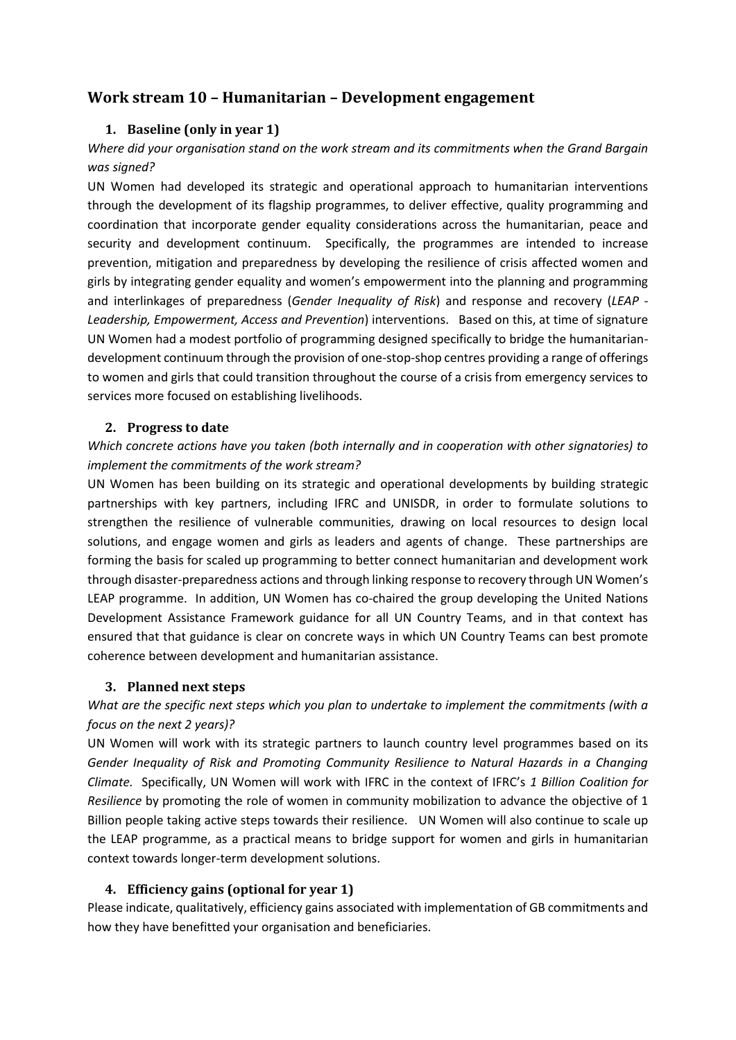## Work stream 10 – Humanitarian – Development engagement

### 1. Baseline (only in year 1)

*Where did your organisation stand on the work stream and its commitments when the Grand Bargain was signed?*

UN Women had developed its strategic and operational approach to humanitarian interventions through the development of its flagship programmes, to deliver effective, quality programming and coordination that incorporate gender equality considerations across the humanitarian, peace and security and development continuum. Specifically, the programmes are intended to increase prevention, mitigation and preparedness by developing the resilience of crisis affected women and girls by integrating gender equality and women's empowerment into the planning and programming and interlinkages of preparedness (*Gender Inequality of Risk*) and response and recovery (*LEAP - Leadership, Empowerment, Access and Prevention*) interventions. Based on this, at time of signature UN Women had a modest portfolio of programming designed specifically to bridge the humanitarian-development continuum through the provision of one-stop-shop centres providing a range of offerings to women and girls that could transition throughout the course of a crisis from emergency services to services more focused on establishing livelihoods.

### 2. Progress to date

*Which concrete actions have you taken (both internally and in cooperation with other signatories) to implement the commitments of the work stream?*

UN Women has been building on its strategic and operational developments by building strategic partnerships with key partners, including IFRC and UNISDR, in order to formulate solutions to strengthen the resilience of vulnerable communities, drawing on local resources to design local solutions, and engage women and girls as leaders and agents of change. These partnerships are forming the basis for scaled up programming to better connect humanitarian and development work through disaster-preparedness actions and through linking response to recovery through UN Women's LEAP programme. In addition, UN Women has co-chaired the group developing the United Nations Development Assistance Framework guidance for all UN Country Teams, and in that context has ensured that that guidance is clear on concrete ways in which UN Country Teams can best promote coherence between development and humanitarian assistance.

### 3. Planned next steps

*What are the specific next steps which you plan to undertake to implement the commitments (with a focus on the next 2 years)?*

UN Women will work with its strategic partners to launch country level programmes based on its *Gender Inequality of Risk and Promoting Community Resilience to Natural Hazards in a Changing Climate.* Specifically, UN Women will work with IFRC in the context of IFRC's *1 Billion Coalition for Resilience* by promoting the role of women in community mobilization to advance the objective of 1 Billion people taking active steps towards their resilience. UN Women will also continue to scale up the LEAP programme, as a practical means to bridge support for women and girls in humanitarian context towards longer-term development solutions.

### 4. Efficiency gains (optional for year 1)

Please indicate, qualitatively, efficiency gains associated with implementation of GB commitments and how they have benefitted your organisation and beneficiaries.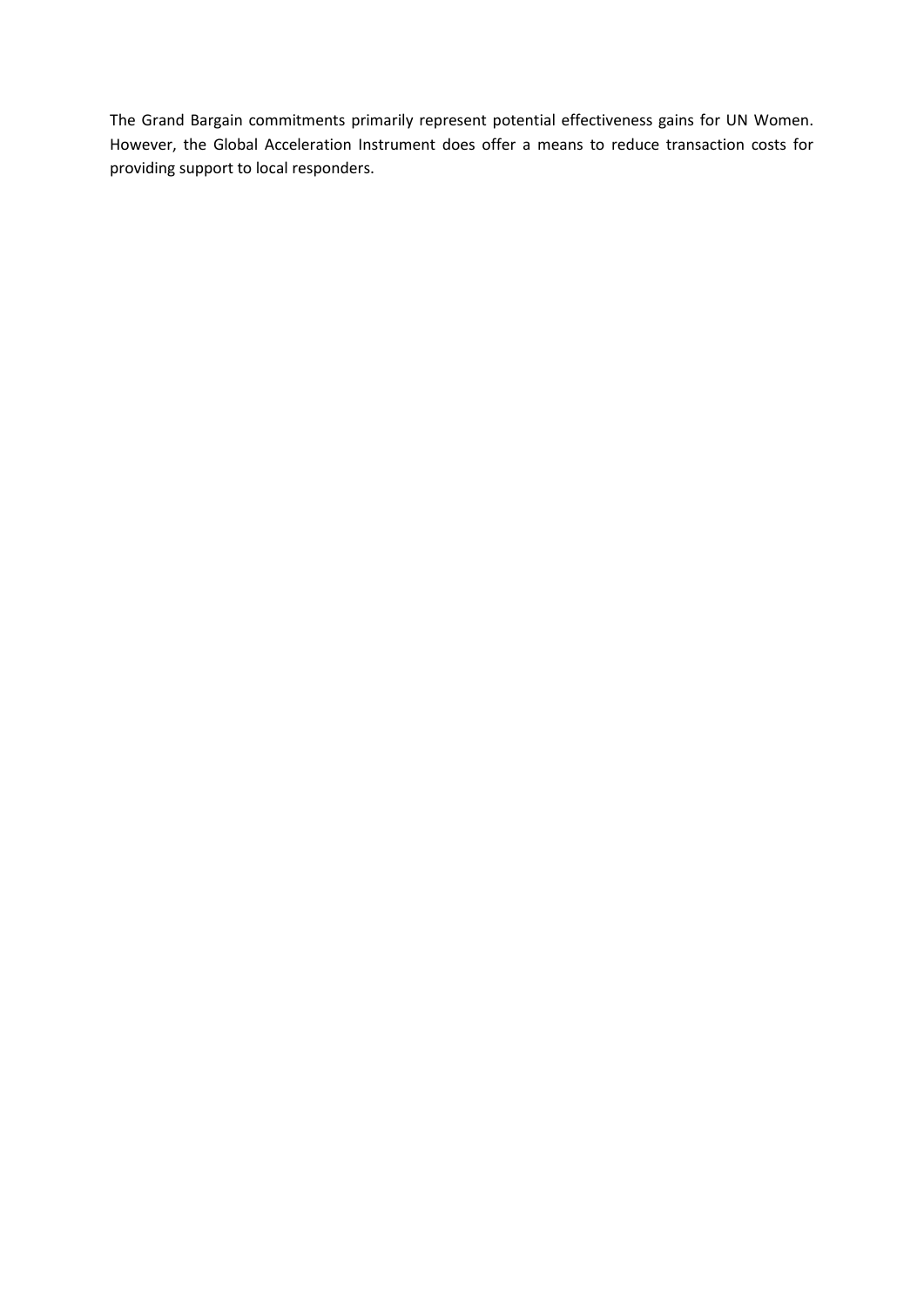The Grand Bargain commitments primarily represent potential effectiveness gains for UN Women. However, the Global Acceleration Instrument does offer a means to reduce transaction costs for providing support to local responders.